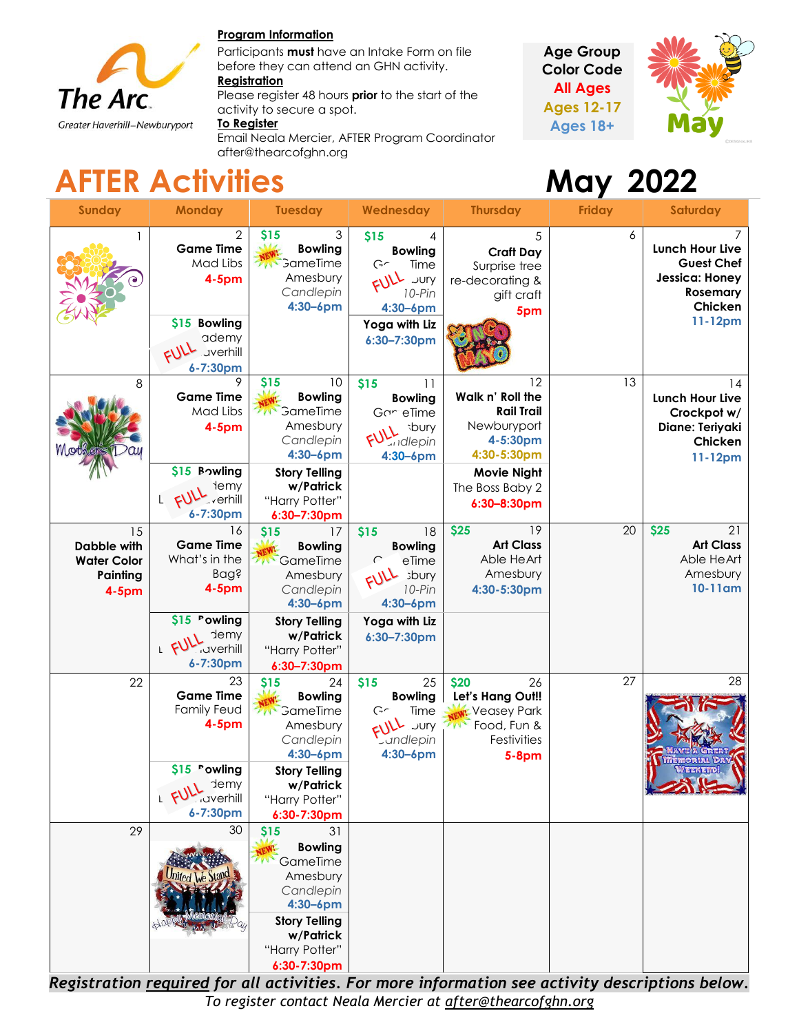The Arc
Greater Haverhill–Newburyport

**Program Information**
Participants **must** have an Intake Form on file before they can attend an GHN activity.
**Registration**
Please register 48 hours **prior** to the start of the activity to secure a spot.
**To Register**
Email Neala Mercier, AFTER Program Coordinator
after@thearcofghn.org

**Age Group Color Code**
All Ages
Ages 12-17
Ages 18+

May

# AFTER Activities

# May 2022

| Sunday | Monday | Tuesday | Wednesday | Thursday | Friday | Saturday |
|---|---|---|---|---|---|---|
| 1 | 2 **Game Time** Mad Libs 4-5pm<br><br>$15 **Bowling** Academy Haverhill 6-7:30pm FULL | 3 $15 NEW! **Bowling** GameTime Amesbury *Candlepin* 4:30–6pm | 4 $15 **Bowling** GameTime Salisbury *10-Pin* 4:30–6pm FULL<br><br>**Yoga with Liz** 6:30–7:30pm | 5 **Craft Day** Surprise tree re-decorating & gift craft 5pm<br><br>Cinco de Mayo | 6 | 7 **Lunch Hour Live Guest Chef Jessica: Honey Rosemary Chicken** 11-12pm |
| 8 Mother's Day | 9 **Game Time** Mad Libs 4-5pm<br><br>$15 **Bowling** Academy Haverhill 6-7:30pm FULL | 10 $15 NEW! **Bowling** GameTime Amesbury *Candlepin* 4:30–6pm<br><br>**Story Telling w/Patrick** "Harry Potter" 6:30–7:30pm | 11 $15 **Bowling** GameTime Salisbury Candlepin 4:30–6pm FULL | 12 **Walk n' Roll the Rail Trail** Newburyport 4-5:30pm 4:30-5:30pm<br><br>**Movie Night** The Boss Baby 2 6:30–8:30pm | 13 | 14 **Lunch Hour Live Crockpot w/ Diane: Teriyaki Chicken** 11-12pm |
| 15 **Dabble with Water Color Painting** 4-5pm | 16 **Game Time** What's in the Bag? 4-5pm<br><br>$15 **Bowling** Academy Haverhill 6-7:30pm FULL | 17 $15 NEW! **Bowling** GameTime Amesbury *Candlepin* 4:30–6pm<br><br>**Story Telling w/Patrick** "Harry Potter" 6:30–7:30pm | 18 $15 **Bowling** GameTime Salisbury *10-Pin* 4:30–6pm FULL<br><br>**Yoga with Liz** 6:30–7:30pm | 19 $25 **Art Class** Able HeArt Amesbury 4:30-5:30pm | 20 | 21 $25 **Art Class** Able HeArt Amesbury 10-11am |
| 22 | 23 **Game Time** Family Feud 4-5pm<br><br>$15 **Bowling** Academy Haverhill 6-7:30pm FULL | 24 $15 NEW! **Bowling** GameTime Amesbury *Candlepin* 4:30–6pm<br><br>**Story Telling w/Patrick** "Harry Potter" 6:30-7:30pm | 25 $15 **Bowling** GameTime Salisbury Candlepin 4:30–6pm FULL | 26 $20 NEW! **Let's Hang Out!!** Veasey Park Food, Fun & Festivities 5-8pm | 27 | 28 Have a Great Memorial Day Weekend! |
| 29 | 30 United We Stand Happy Memorial Day | 31 $15 NEW! **Bowling** GameTime Amesbury *Candlepin* 4:30–6pm<br><br>**Story Telling w/Patrick** "Harry Potter" 6:30-7:30pm | | | | |

***Registration required for all activities. For more information see activity descriptions below.***

*To register contact Neala Mercier at after@thearcofghn.org*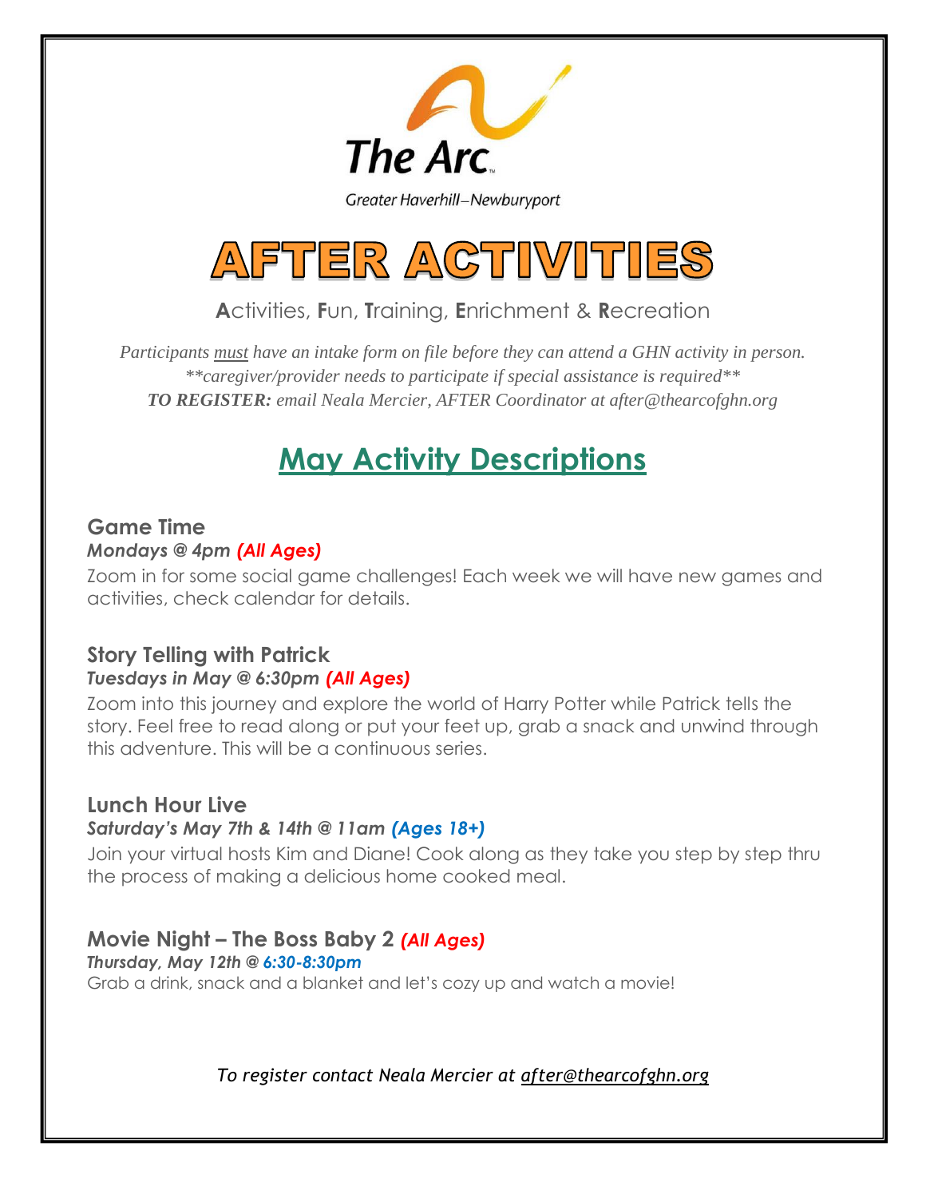The Arc

Greater Haverhill–Newburyport

# AFTER ACTIVITIES

**A**ctivities, **F**un, **T**raining, **E**nrichment & **R**ecreation

*Participants must have an intake form on file before they can attend a GHN activity in person.*
*\*\*caregiver/provider needs to participate if special assistance is required\*\**
***TO REGISTER:*** *email Neala Mercier, AFTER Coordinator at after@thearcofghn.org*

## May Activity Descriptions

### Game Time
***Mondays @ 4pm (All Ages)***

Zoom in for some social game challenges! Each week we will have new games and activities, check calendar for details.

### Story Telling with Patrick
***Tuesdays in May @ 6:30pm (All Ages)***

Zoom into this journey and explore the world of Harry Potter while Patrick tells the story. Feel free to read along or put your feet up, grab a snack and unwind through this adventure. This will be a continuous series.

### Lunch Hour Live
***Saturday's May 7th & 14th @ 11am (Ages 18+)***

Join your virtual hosts Kim and Diane! Cook along as they take you step by step thru the process of making a delicious home cooked meal.

### Movie Night – The Boss Baby 2 *(All Ages)*
***Thursday, May 12th @ 6:30-8:30pm***

Grab a drink, snack and a blanket and let's cozy up and watch a movie!

*To register contact Neala Mercier at after@thearcofghn.org*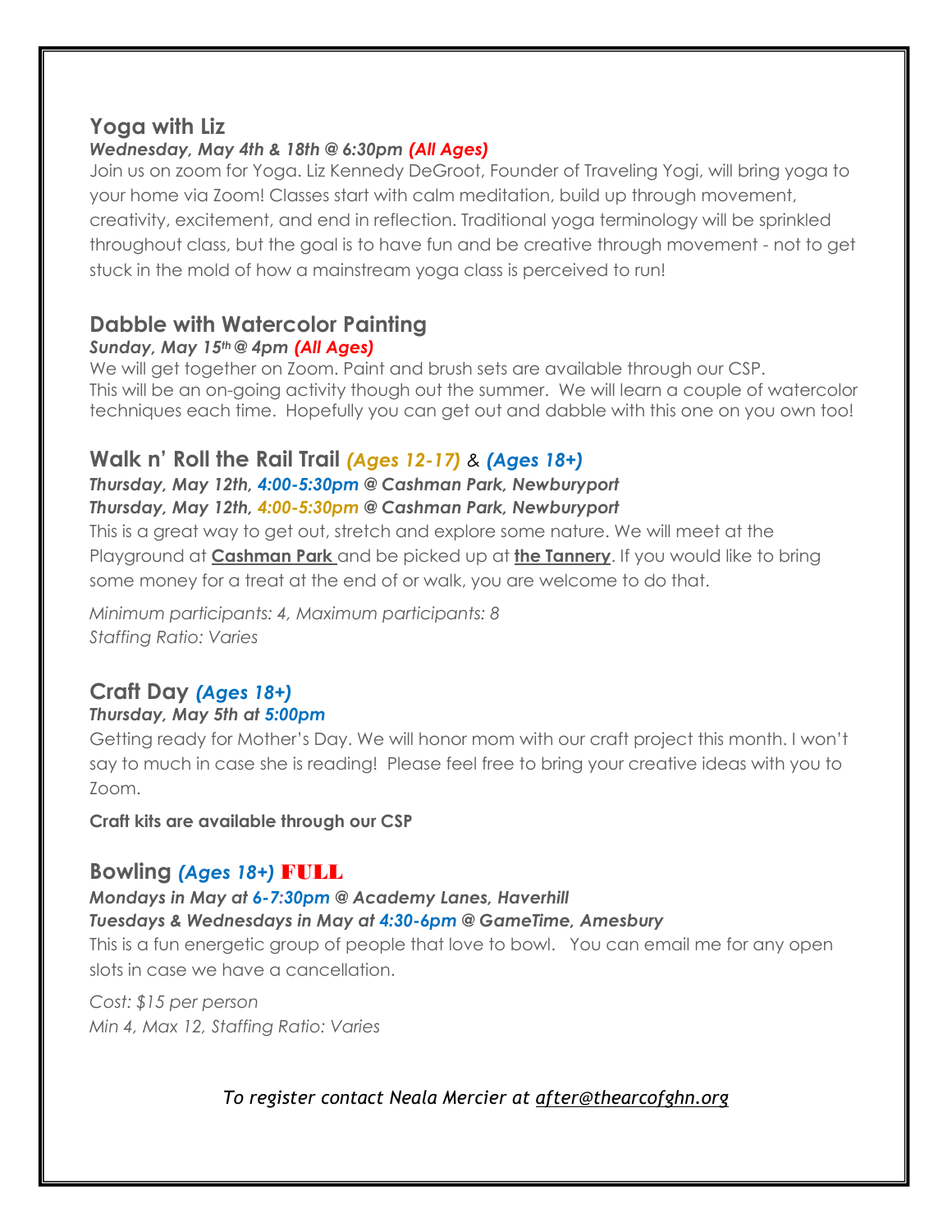## Yoga with Liz

***Wednesday, May 4th & 18th @ 6:30pm (All Ages)***

Join us on zoom for Yoga. Liz Kennedy DeGroot, Founder of Traveling Yogi, will bring yoga to your home via Zoom! Classes start with calm meditation, build up through movement, creativity, excitement, and end in reflection. Traditional yoga terminology will be sprinkled throughout class, but the goal is to have fun and be creative through movement - not to get stuck in the mold of how a mainstream yoga class is perceived to run!

## Dabble with Watercolor Painting

***Sunday, May 15th @ 4pm (All Ages)***

We will get together on Zoom. Paint and brush sets are available through our CSP. This will be an on-going activity though out the summer. We will learn a couple of watercolor techniques each time. Hopefully you can get out and dabble with this one on you own too!

## Walk n' Roll the Rail Trail *(Ages 12-17)* & *(Ages 18+)*

***Thursday, May 12th, 4:00-5:30pm @ Cashman Park, Newburyport***
***Thursday, May 12th, 4:00-5:30pm @ Cashman Park, Newburyport***

This is a great way to get out, stretch and explore some nature. We will meet at the Playground at **Cashman Park** and be picked up at **the Tannery**. If you would like to bring some money for a treat at the end of or walk, you are welcome to do that.

*Minimum participants: 4, Maximum participants: 8*
*Staffing Ratio: Varies*

## Craft Day *(Ages 18+)*

***Thursday, May 5th at 5:00pm***

Getting ready for Mother's Day. We will honor mom with our craft project this month. I won't say to much in case she is reading! Please feel free to bring your creative ideas with you to Zoom.

**Craft kits are available through our CSP**

## Bowling *(Ages 18+)* FULL

***Mondays in May at 6-7:30pm @ Academy Lanes, Haverhill***
***Tuesdays & Wednesdays in May at 4:30-6pm @ GameTime, Amesbury***

This is a fun energetic group of people that love to bowl. You can email me for any open slots in case we have a cancellation.

*Cost: $15 per person*
*Min 4, Max 12, Staffing Ratio: Varies*

*To register contact Neala Mercier at after@thearcofghn.org*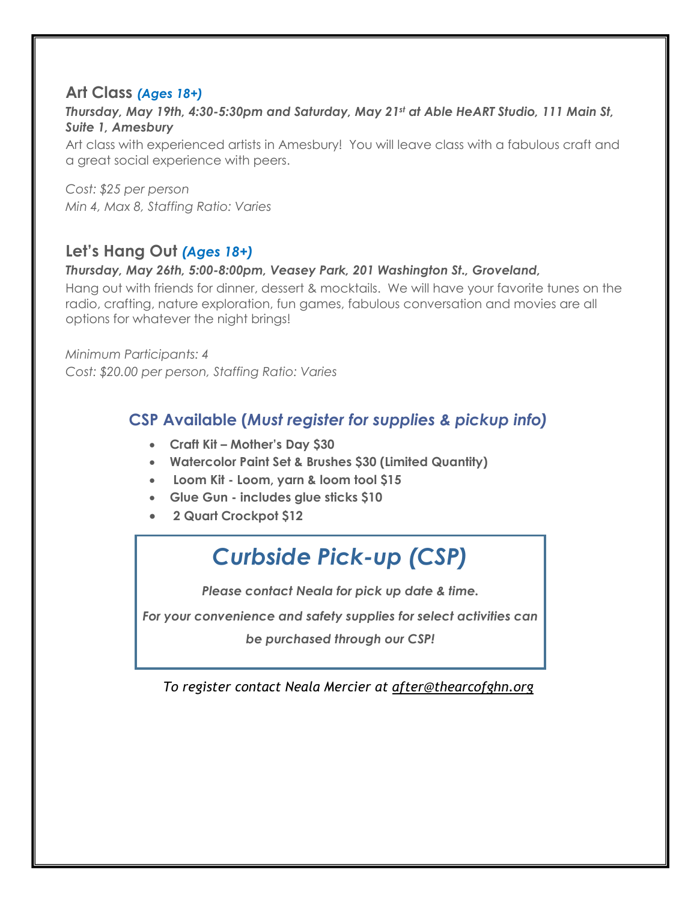## Art Class *(Ages 18+)*

***Thursday, May 19th, 4:30-5:30pm and Saturday, May 21st at Able HeART Studio, 111 Main St, Suite 1, Amesbury***

Art class with experienced artists in Amesbury! You will leave class with a fabulous craft and a great social experience with peers.

*Cost: $25 per person*
*Min 4, Max 8, Staffing Ratio: Varies*

## Let's Hang Out *(Ages 18+)*

***Thursday, May 26th, 5:00-8:00pm, Veasey Park, 201 Washington St., Groveland,***

Hang out with friends for dinner, dessert & mocktails. We will have your favorite tunes on the radio, crafting, nature exploration, fun games, fabulous conversation and movies are all options for whatever the night brings!

*Minimum Participants: 4*
*Cost: $20.00 per person, Staffing Ratio: Varies*

### CSP Available (*Must register for supplies & pickup info)*

- **Craft Kit – Mother's Day $30**
- **Watercolor Paint Set & Brushes $30 (Limited Quantity)**
- **Loom Kit - Loom, yarn & loom tool $15**
- **Glue Gun - includes glue sticks $10**
- **2 Quart Crockpot $12**

## *Curbside Pick-up (CSP)*

***Please contact Neala for pick up date & time.***

***For your convenience and safety supplies for select activities can be purchased through our CSP!***

*To register contact Neala Mercier at after@thearcofghn.org*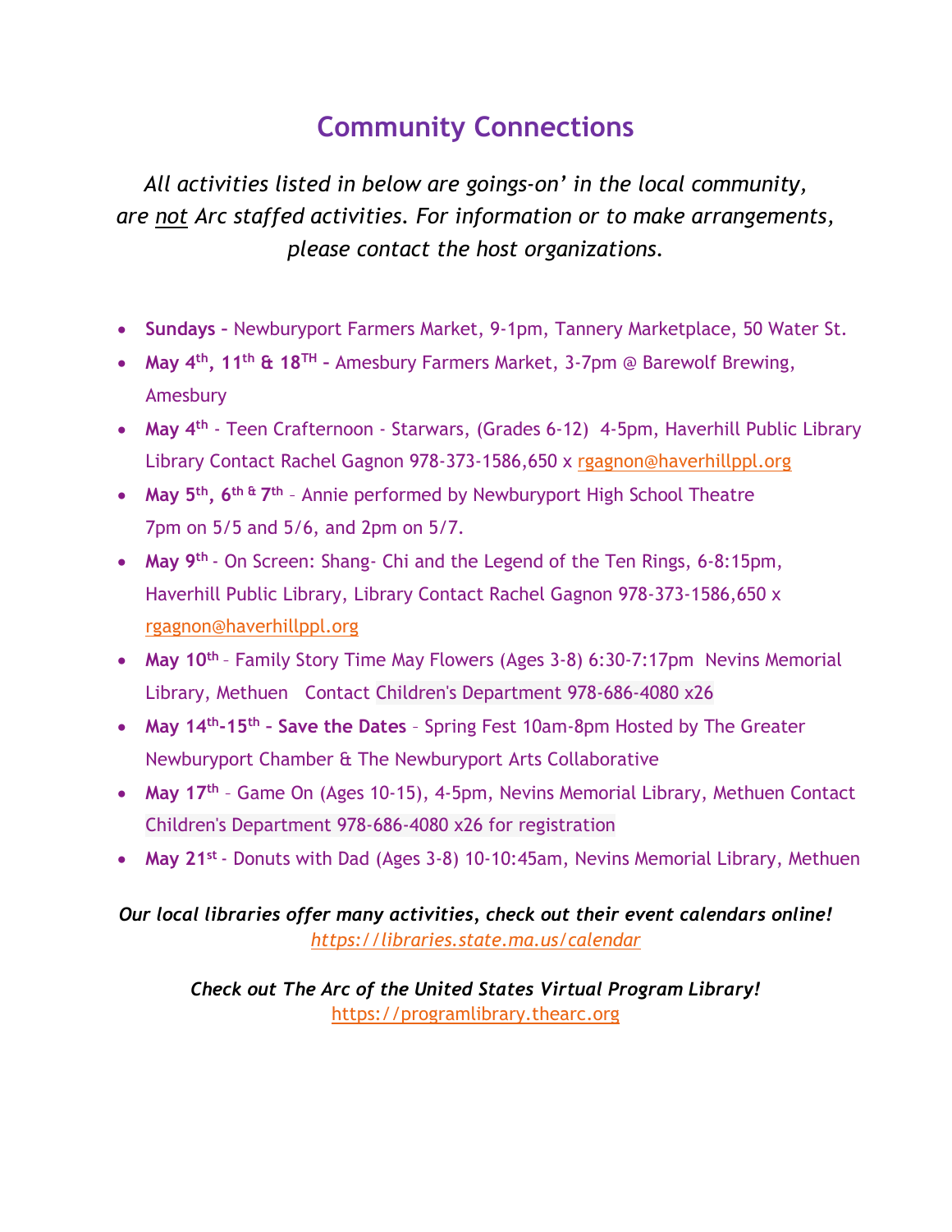# Community Connections

*All activities listed in below are goings-on' in the local community, are not Arc staffed activities. For information or to make arrangements, please contact the host organizations.*

- **Sundays –** Newburyport Farmers Market, 9-1pm, Tannery Marketplace, 50 Water St.
- **May 4th, 11th & 18TH –** Amesbury Farmers Market, 3-7pm @ Barewolf Brewing, Amesbury
- **May 4th** - Teen Crafternoon - Starwars, (Grades 6-12) 4-5pm, Haverhill Public Library Library Contact Rachel Gagnon 978-373-1586,650 x rgagnon@haverhillppl.org
- **May 5th, 6th & 7th** – Annie performed by Newburyport High School Theatre 7pm on 5/5 and 5/6, and 2pm on 5/7.
- **May 9th** - On Screen: Shang- Chi and the Legend of the Ten Rings, 6-8:15pm, Haverhill Public Library, Library Contact Rachel Gagnon 978-373-1586,650 x rgagnon@haverhillppl.org
- **May 10th** – Family Story Time May Flowers (Ages 3-8) 6:30-7:17pm Nevins Memorial Library, Methuen Contact Children's Department 978-686-4080 x26
- **May 14th-15th – Save the Dates** – Spring Fest 10am-8pm Hosted by The Greater Newburyport Chamber & The Newburyport Arts Collaborative
- **May 17th** – Game On (Ages 10-15), 4-5pm, Nevins Memorial Library, Methuen Contact Children's Department 978-686-4080 x26 for registration
- **May 21st** - Donuts with Dad (Ages 3-8) 10-10:45am, Nevins Memorial Library, Methuen

***Our local libraries offer many activities, check out their event calendars online!***
*https://libraries.state.ma.us/calendar*

***Check out The Arc of the United States Virtual Program Library!***
https://programlibrary.thearc.org